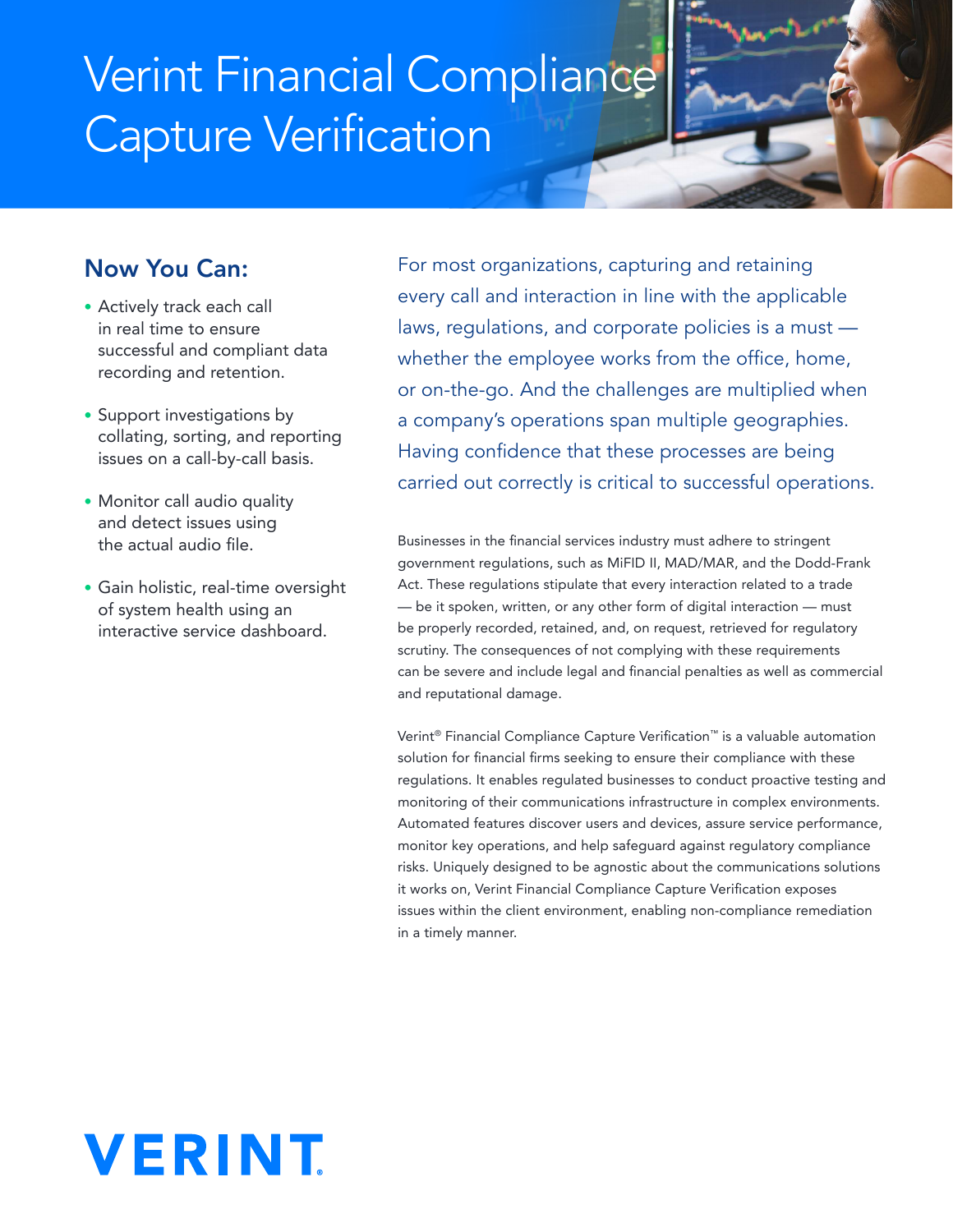# Verint Financial Compliance Capture Verification

## Now You Can:

- Actively track each call in real time to ensure successful and compliant data recording and retention.
- Support investigations by collating, sorting, and reporting issues on a call-by-call basis.
- Monitor call audio quality and detect issues using the actual audio file.
- Gain holistic, real-time oversight of system health using an interactive service dashboard.

For most organizations, capturing and retaining every call and interaction in line with the applicable laws, regulations, and corporate policies is a must — whether the employee works from the office, home, or on-the-go. And the challenges are multiplied when a company's operations span multiple geographies. Having confidence that these processes are being carried out correctly is critical to successful operations.

Businesses in the financial services industry must adhere to stringent government regulations, such as MiFID II, MAD/MAR, and the Dodd-Frank Act. These regulations stipulate that every interaction related to a trade — be it spoken, written, or any other form of digital interaction — must be properly recorded, retained, and, on request, retrieved for regulatory scrutiny. The consequences of not complying with these requirements can be severe and include legal and financial penalties as well as commercial and reputational damage.

Verint® Financial Compliance Capture Verification™ is a valuable automation solution for financial firms seeking to ensure their compliance with these regulations. It enables regulated businesses to conduct proactive testing and monitoring of their communications infrastructure in complex environments. Automated features discover users and devices, assure service performance, monitor key operations, and help safeguard against regulatory compliance risks. Uniquely designed to be agnostic about the communications solutions it works on, Verint Financial Compliance Capture Verification exposes issues within the client environment, enabling non-compliance remediation in a timely manner.

VERINT.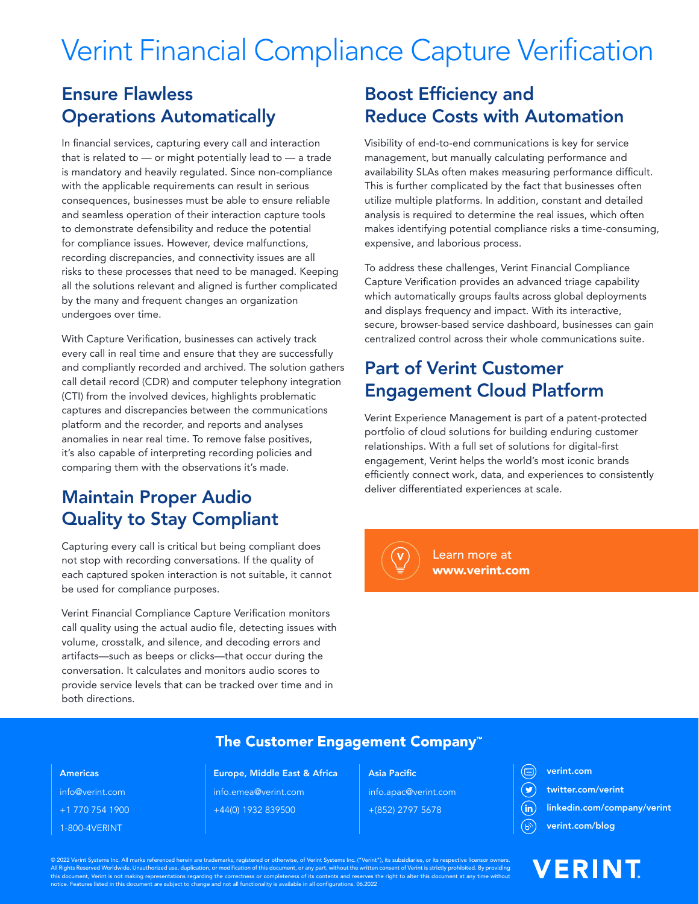# Verint Financial Compliance Capture Verification

## Ensure Flawless Operations Automatically

In financial services, capturing every call and interaction that is related to — or might potentially lead to — a trade is mandatory and heavily regulated. Since non-compliance with the applicable requirements can result in serious consequences, businesses must be able to ensure reliable and seamless operation of their interaction capture tools to demonstrate defensibility and reduce the potential for compliance issues. However, device malfunctions, recording discrepancies, and connectivity issues are all risks to these processes that need to be managed. Keeping all the solutions relevant and aligned is further complicated by the many and frequent changes an organization undergoes over time.

With Capture Verification, businesses can actively track every call in real time and ensure that they are successfully and compliantly recorded and archived. The solution gathers call detail record (CDR) and computer telephony integration (CTI) from the involved devices, highlights problematic captures and discrepancies between the communications platform and the recorder, and reports and analyses anomalies in near real time. To remove false positives, it's also capable of interpreting recording policies and comparing them with the observations it's made.

## Maintain Proper Audio Quality to Stay Compliant

Capturing every call is critical but being compliant does not stop with recording conversations. If the quality of each captured spoken interaction is not suitable, it cannot be used for compliance purposes.

Verint Financial Compliance Capture Verification monitors call quality using the actual audio file, detecting issues with volume, crosstalk, and silence, and decoding errors and artifacts—such as beeps or clicks—that occur during the conversation. It calculates and monitors audio scores to provide service levels that can be tracked over time and in both directions.

## Boost Efficiency and Reduce Costs with Automation

Visibility of end-to-end communications is key for service management, but manually calculating performance and availability SLAs often makes measuring performance difficult. This is further complicated by the fact that businesses often utilize multiple platforms. In addition, constant and detailed analysis is required to determine the real issues, which often makes identifying potential compliance risks a time-consuming, expensive, and laborious process.

To address these challenges, Verint Financial Compliance Capture Verification provides an advanced triage capability which automatically groups faults across global deployments and displays frequency and impact. With its interactive, secure, browser-based service dashboard, businesses can gain centralized control across their whole communications suite.

## Part of Verint Customer Engagement Cloud Platform

Verint Experience Management is part of a patent-protected portfolio of cloud solutions for building enduring customer relationships. With a full set of solutions for digital-first engagement, Verint helps the world's most iconic brands efficiently connect work, data, and experiences to consistently deliver differentiated experiences at scale.

Learn more at **www.verint.com**

**The Customer Engagement Company™**

**Americas**
info@verint.com
+1 770 754 1900
1-800-4VERINT

**Europe, Middle East & Africa**
info.emea@verint.com
+44(0) 1932 839500

**Asia Pacific**
info.apac@verint.com
+(852) 2797 5678

**verint.com**
**twitter.com/verint**
**linkedin.com/company/verint**
**verint.com/blog**

© 2022 Verint Systems Inc. All marks referenced herein are trademarks, registered or otherwise, of Verint Systems Inc. ("Verint"), its subsidiaries, or its respective licensor owners. All Rights Reserved Worldwide. Unauthorized use, duplication, or modification of this document, or any part, without the written consent of Verint is strictly prohibited. By providing this document, Verint is not making representations regarding the correctness or completeness of its contents and reserves the right to alter this document at any time without notice. Features listed in this document are subject to change and not all functionality is available in all configurations. 06.2022

VERINT